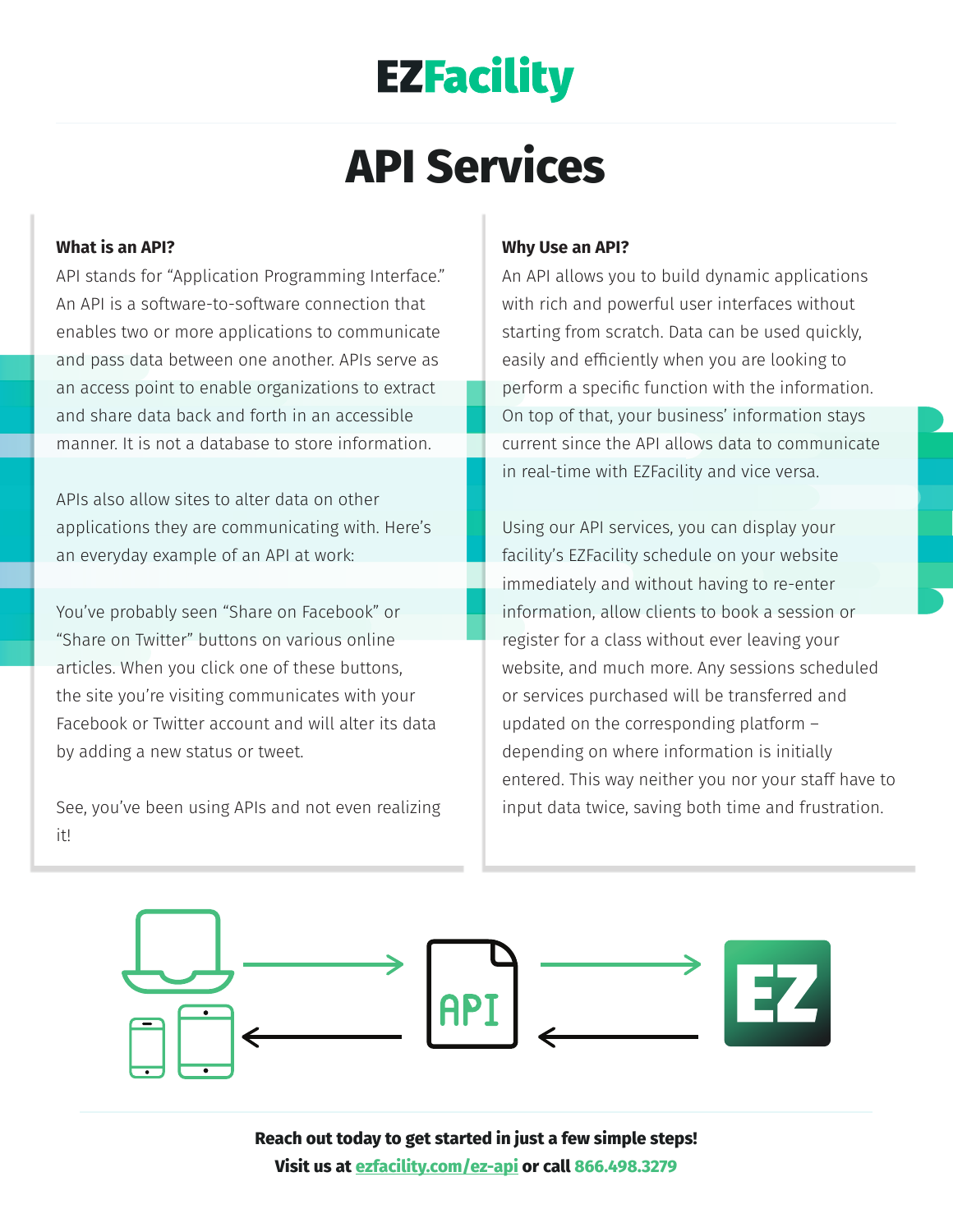# EZFacility

## API Services

### What is an API?

API stands for "Application Programming Interface." An API is a software-to-software connection that enables two or more applications to communicate and pass data between one another. APIs serve as an access point to enable organizations to extract and share data back and forth in an accessible manner. It is not a database to store information.

APIs also allow sites to alter data on other applications they are communicating with. Here's an everyday example of an API at work:

You've probably seen "Share on Facebook" or "Share on Twitter" buttons on various online articles. When you click one of these buttons, the site you're visiting communicates with your Facebook or Twitter account and will alter its data by adding a new status or tweet.

See, you've been using APIs and not even realizing it!

### Why Use an API?

An API allows you to build dynamic applications with rich and powerful user interfaces without starting from scratch. Data can be used quickly, easily and efficiently when you are looking to perform a specific function with the information. On top of that, your business' information stays current since the API allows data to communicate in real-time with EZFacility and vice versa.

Using our API services, you can display your facility's EZFacility schedule on your website immediately and without having to re-enter information, allow clients to book a session or register for a class without ever leaving your website, and much more. Any sessions scheduled or services purchased will be transferred and updated on the corresponding platform – depending on where information is initially entered. This way neither you nor your staff have to input data twice, saving both time and frustration.

**Reach out today to get started in just a few simple steps!**
**Visit us at ezfacility.com/ez-api or call 866.498.3279**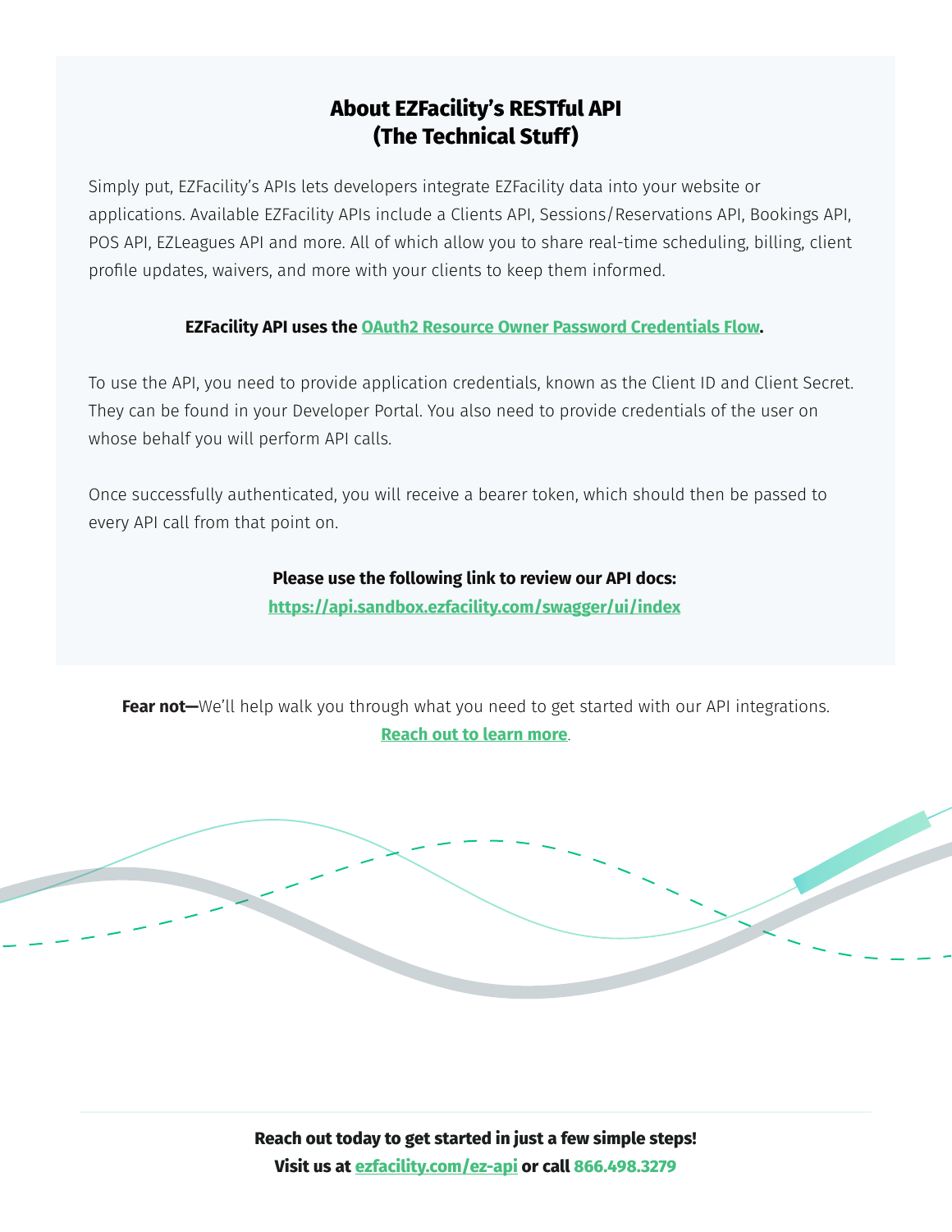## About EZFacility's RESTful API (The Technical Stuff)

Simply put, EZFacility's APIs lets developers integrate EZFacility data into your website or applications. Available EZFacility APIs include a Clients API, Sessions/Reservations API, Bookings API, POS API, EZLeagues API and more. All of which allow you to share real-time scheduling, billing, client profile updates, waivers, and more with your clients to keep them informed.

**EZFacility API uses the OAuth2 Resource Owner Password Credentials Flow.**

To use the API, you need to provide application credentials, known as the Client ID and Client Secret. They can be found in your Developer Portal. You also need to provide credentials of the user on whose behalf you will perform API calls.

Once successfully authenticated, you will receive a bearer token, which should then be passed to every API call from that point on.

**Please use the following link to review our API docs:**
**https://api.sandbox.ezfacility.com/swagger/ui/index**

**Fear not—**We'll help walk you through what you need to get started with our API integrations. **Reach out to learn more**.

**Reach out today to get started in just a few simple steps!**
**Visit us at ezfacility.com/ez-api or call 866.498.3279**